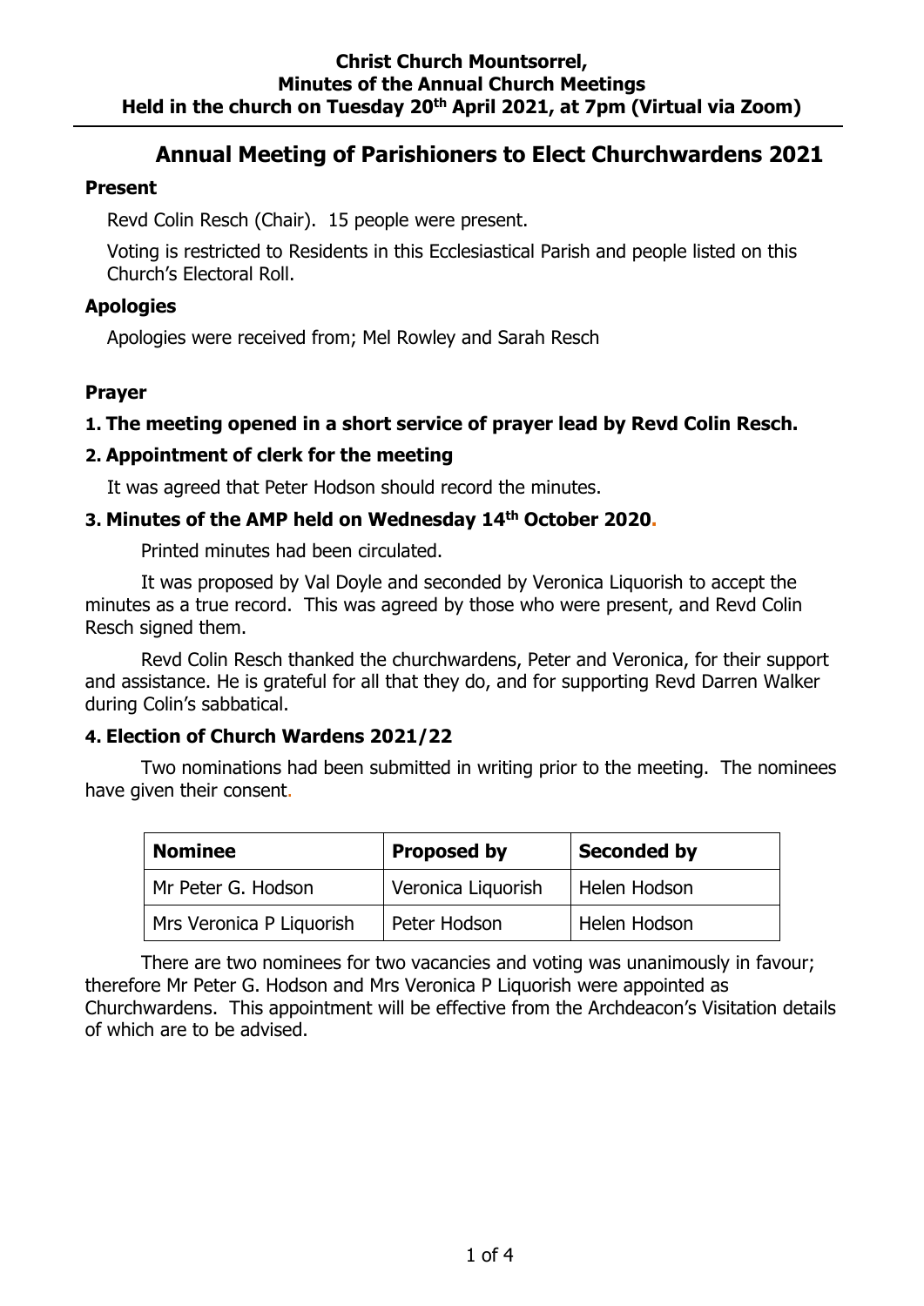**Christ Church Mountsorrel,**
**Minutes of the Annual Church Meetings**
**Held in the church on Tuesday 20th April 2021, at 7pm (Virtual via Zoom)**

# Annual Meeting of Parishioners to Elect Churchwardens 2021

### Present

Revd Colin Resch (Chair). 15 people were present.

Voting is restricted to Residents in this Ecclesiastical Parish and people listed on this Church's Electoral Roll.

### Apologies

Apologies were received from; Mel Rowley and Sarah Resch

### Prayer

**1. The meeting opened in a short service of prayer lead by Revd Colin Resch.**

**2. Appointment of clerk for the meeting**

It was agreed that Peter Hodson should record the minutes.

**3. Minutes of the AMP held on Wednesday 14th October 2020.**

Printed minutes had been circulated.

It was proposed by Val Doyle and seconded by Veronica Liquorish to accept the minutes as a true record. This was agreed by those who were present, and Revd Colin Resch signed them.

Revd Colin Resch thanked the churchwardens, Peter and Veronica, for their support and assistance. He is grateful for all that they do, and for supporting Revd Darren Walker during Colin's sabbatical.

**4. Election of Church Wardens 2021/22**

Two nominations had been submitted in writing prior to the meeting. The nominees have given their consent.

| Nominee | Proposed by | Seconded by |
|---|---|---|
| Mr Peter G. Hodson | Veronica Liquorish | Helen Hodson |
| Mrs Veronica P Liquorish | Peter Hodson | Helen Hodson |

There are two nominees for two vacancies and voting was unanimously in favour; therefore Mr Peter G. Hodson and Mrs Veronica P Liquorish were appointed as Churchwardens. This appointment will be effective from the Archdeacon's Visitation details of which are to be advised.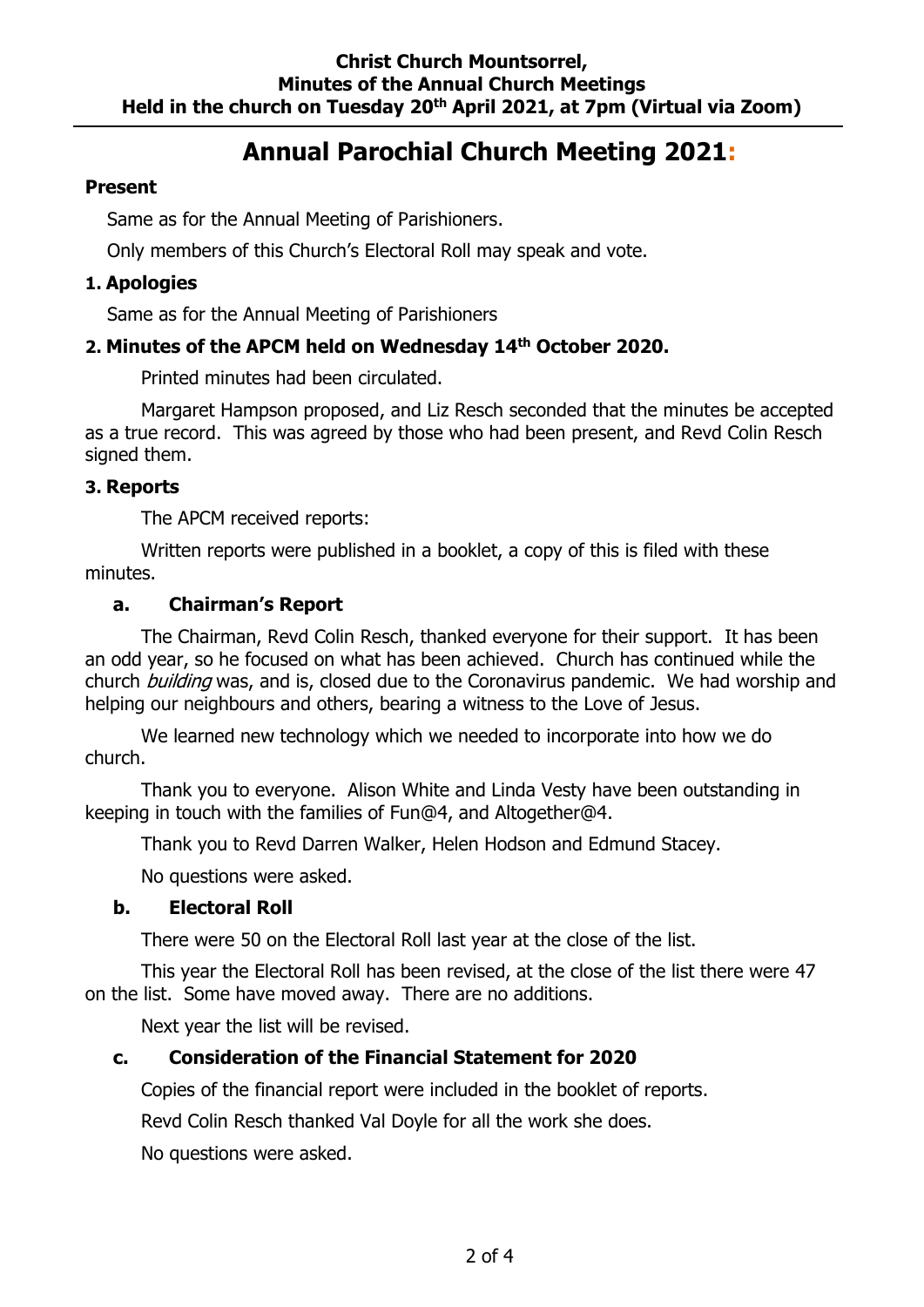**Christ Church Mountsorrel,**
**Minutes of the Annual Church Meetings**
**Held in the church on Tuesday 20th April 2021, at 7pm (Virtual via Zoom)**

# Annual Parochial Church Meeting 2021:

**Present**

Same as for the Annual Meeting of Parishioners.

Only members of this Church's Electoral Roll may speak and vote.

**1. Apologies**

Same as for the Annual Meeting of Parishioners

**2. Minutes of the APCM held on Wednesday 14th October 2020.**

Printed minutes had been circulated.

Margaret Hampson proposed, and Liz Resch seconded that the minutes be accepted as a true record. This was agreed by those who had been present, and Revd Colin Resch signed them.

**3. Reports**

The APCM received reports:

Written reports were published in a booklet, a copy of this is filed with these minutes.

**a. Chairman's Report**

The Chairman, Revd Colin Resch, thanked everyone for their support. It has been an odd year, so he focused on what has been achieved. Church has continued while the church *building* was, and is, closed due to the Coronavirus pandemic. We had worship and helping our neighbours and others, bearing a witness to the Love of Jesus.

We learned new technology which we needed to incorporate into how we do church.

Thank you to everyone. Alison White and Linda Vesty have been outstanding in keeping in touch with the families of Fun@4, and Altogether@4.

Thank you to Revd Darren Walker, Helen Hodson and Edmund Stacey.

No questions were asked.

**b. Electoral Roll**

There were 50 on the Electoral Roll last year at the close of the list.

This year the Electoral Roll has been revised, at the close of the list there were 47 on the list. Some have moved away. There are no additions.

Next year the list will be revised.

**c. Consideration of the Financial Statement for 2020**

Copies of the financial report were included in the booklet of reports.

Revd Colin Resch thanked Val Doyle for all the work she does.

No questions were asked.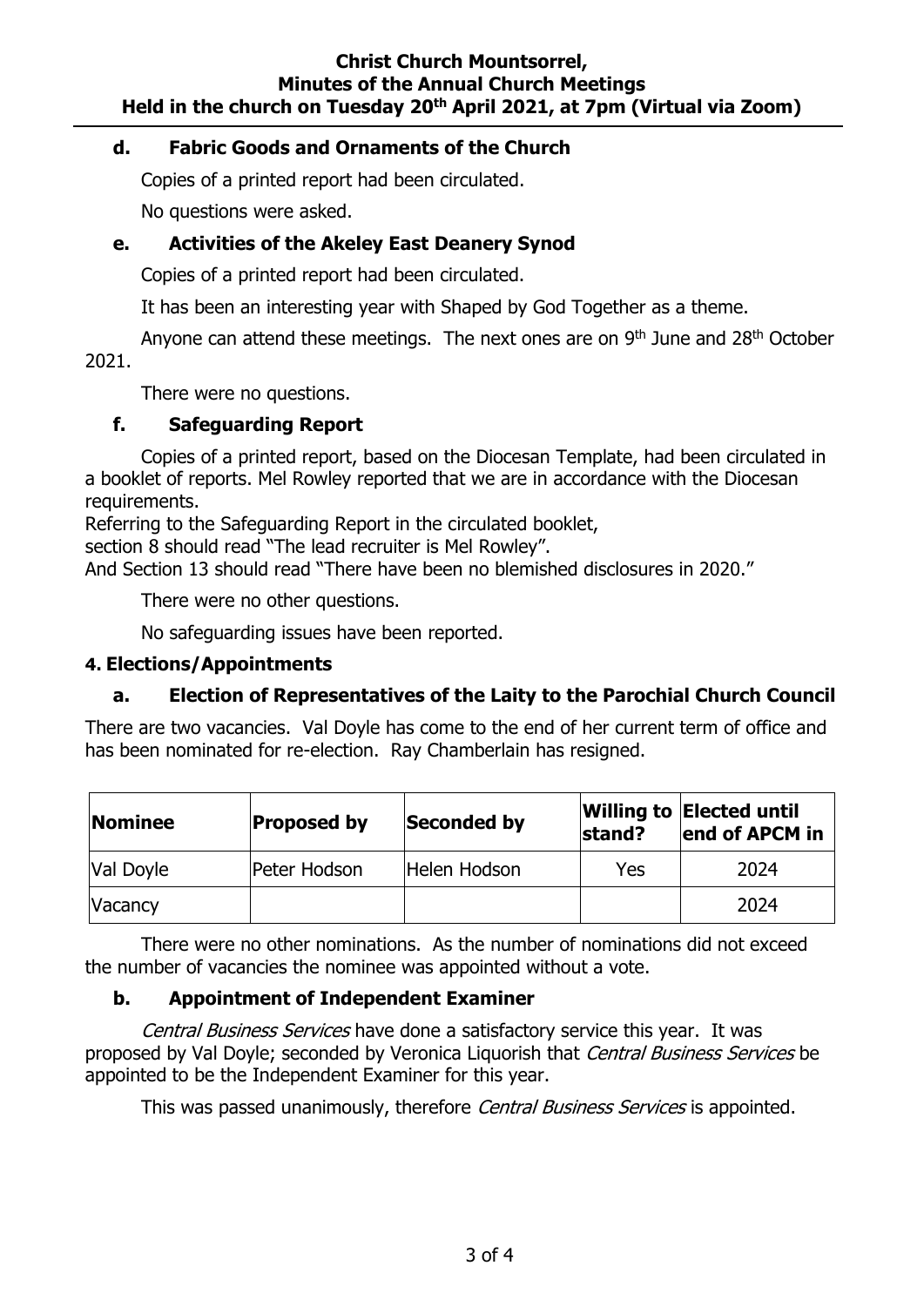### d. Fabric Goods and Ornaments of the Church

Copies of a printed report had been circulated.

No questions were asked.

### e. Activities of the Akeley East Deanery Synod

Copies of a printed report had been circulated.

It has been an interesting year with Shaped by God Together as a theme.

Anyone can attend these meetings. The next ones are on 9th June and 28th October 2021.

There were no questions.

### f. Safeguarding Report

Copies of a printed report, based on the Diocesan Template, had been circulated in a booklet of reports. Mel Rowley reported that we are in accordance with the Diocesan requirements.

Referring to the Safeguarding Report in the circulated booklet,
section 8 should read "The lead recruiter is Mel Rowley".
And Section 13 should read "There have been no blemished disclosures in 2020."

There were no other questions.

No safeguarding issues have been reported.

## 4. Elections/Appointments

### a. Election of Representatives of the Laity to the Parochial Church Council

There are two vacancies. Val Doyle has come to the end of her current term of office and has been nominated for re-election. Ray Chamberlain has resigned.

| Nominee | Proposed by | Seconded by | Willing to stand? | Elected until end of APCM in |
|---|---|---|---|---|
| Val Doyle | Peter Hodson | Helen Hodson | Yes | 2024 |
| Vacancy | | | | 2024 |

There were no other nominations. As the number of nominations did not exceed the number of vacancies the nominee was appointed without a vote.

### b. Appointment of Independent Examiner

*Central Business Services* have done a satisfactory service this year. It was proposed by Val Doyle; seconded by Veronica Liquorish that *Central Business Services* be appointed to be the Independent Examiner for this year.

This was passed unanimously, therefore *Central Business Services* is appointed.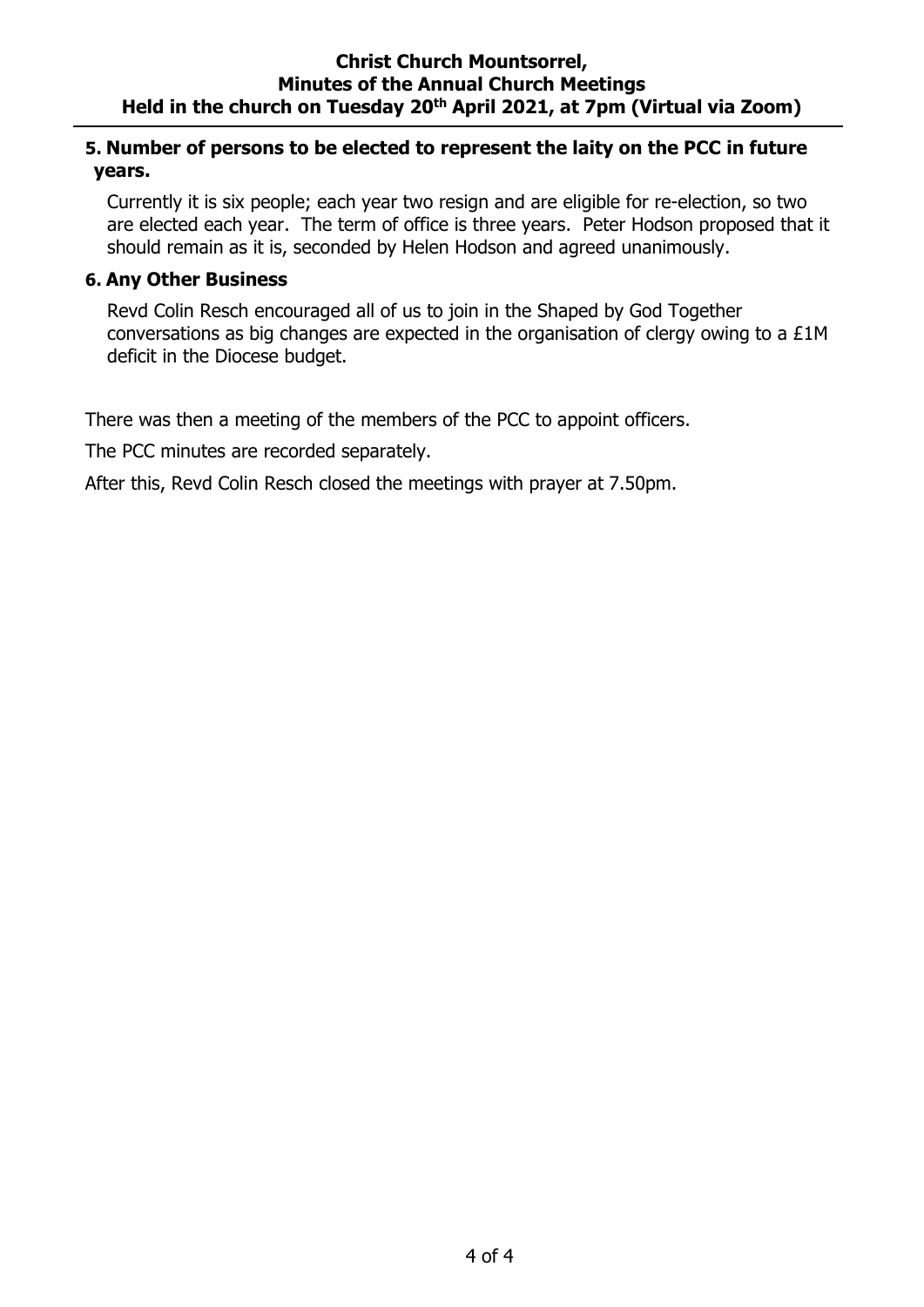### 5. Number of persons to be elected to represent the laity on the PCC in future years.

Currently it is six people; each year two resign and are eligible for re-election, so two are elected each year. The term of office is three years. Peter Hodson proposed that it should remain as it is, seconded by Helen Hodson and agreed unanimously.

### 6. Any Other Business

Revd Colin Resch encouraged all of us to join in the Shaped by God Together conversations as big changes are expected in the organisation of clergy owing to a £1M deficit in the Diocese budget.

There was then a meeting of the members of the PCC to appoint officers.

The PCC minutes are recorded separately.

After this, Revd Colin Resch closed the meetings with prayer at 7.50pm.